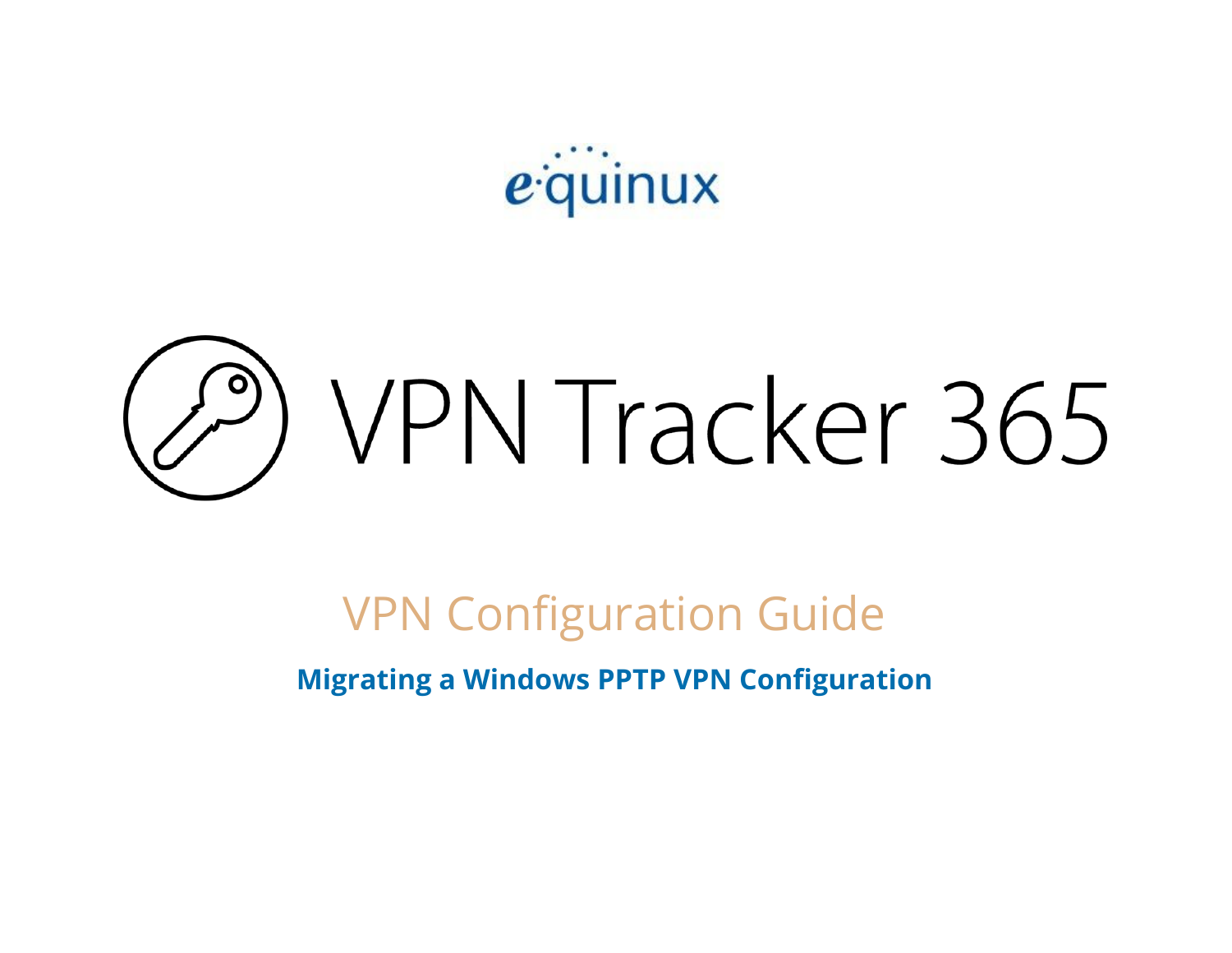equinux

# VPN Tracker 365

## VPN Configuration Guide

**Migrating a Windows PPTP VPN Configuration**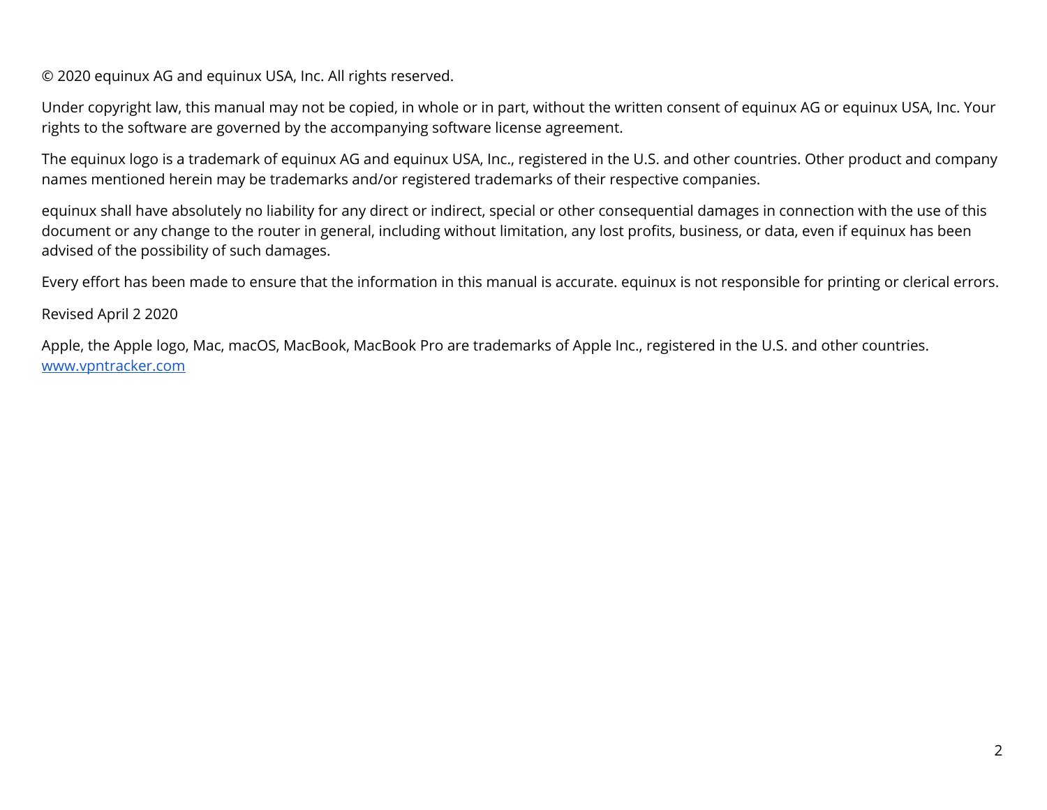© 2020 equinux AG and equinux USA, Inc. All rights reserved.

Under copyright law, this manual may not be copied, in whole or in part, without the written consent of equinux AG or equinux USA, Inc. Your rights to the software are governed by the accompanying software license agreement.

The equinux logo is a trademark of equinux AG and equinux USA, Inc., registered in the U.S. and other countries. Other product and company names mentioned herein may be trademarks and/or registered trademarks of their respective companies.

equinux shall have absolutely no liability for any direct or indirect, special or other consequential damages in connection with the use of this document or any change to the router in general, including without limitation, any lost profits, business, or data, even if equinux has been advised of the possibility of such damages.

Every effort has been made to ensure that the information in this manual is accurate. equinux is not responsible for printing or clerical errors.

Revised April 2 2020

Apple, the Apple logo, Mac, macOS, MacBook, MacBook Pro are trademarks of Apple Inc., registered in the U.S. and other countries.
[www.vpntracker.com](http://www.vpntracker.com)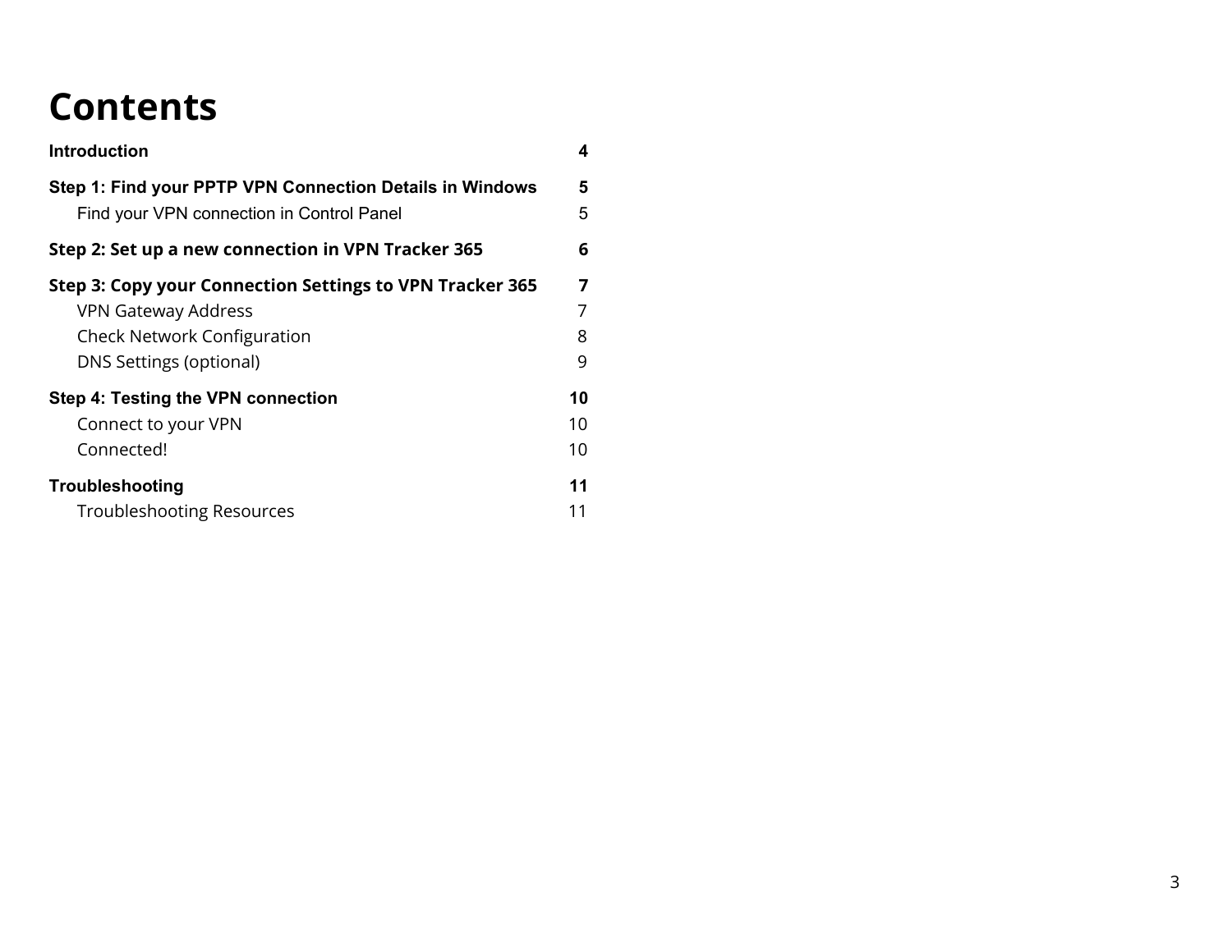# Contents

| | |
|---|---|
| **Introduction** | **4** |
| **Step 1: Find your PPTP VPN Connection Details in Windows** | **5** |
| Find your VPN connection in Control Panel | 5 |
| **Step 2: Set up a new connection in VPN Tracker 365** | **6** |
| **Step 3: Copy your Connection Settings to VPN Tracker 365** | **7** |
| VPN Gateway Address | 7 |
| Check Network Configuration | 8 |
| DNS Settings (optional) | 9 |
| **Step 4: Testing the VPN connection** | **10** |
| Connect to your VPN | 10 |
| Connected! | 10 |
| **Troubleshooting** | **11** |
| Troubleshooting Resources | 11 |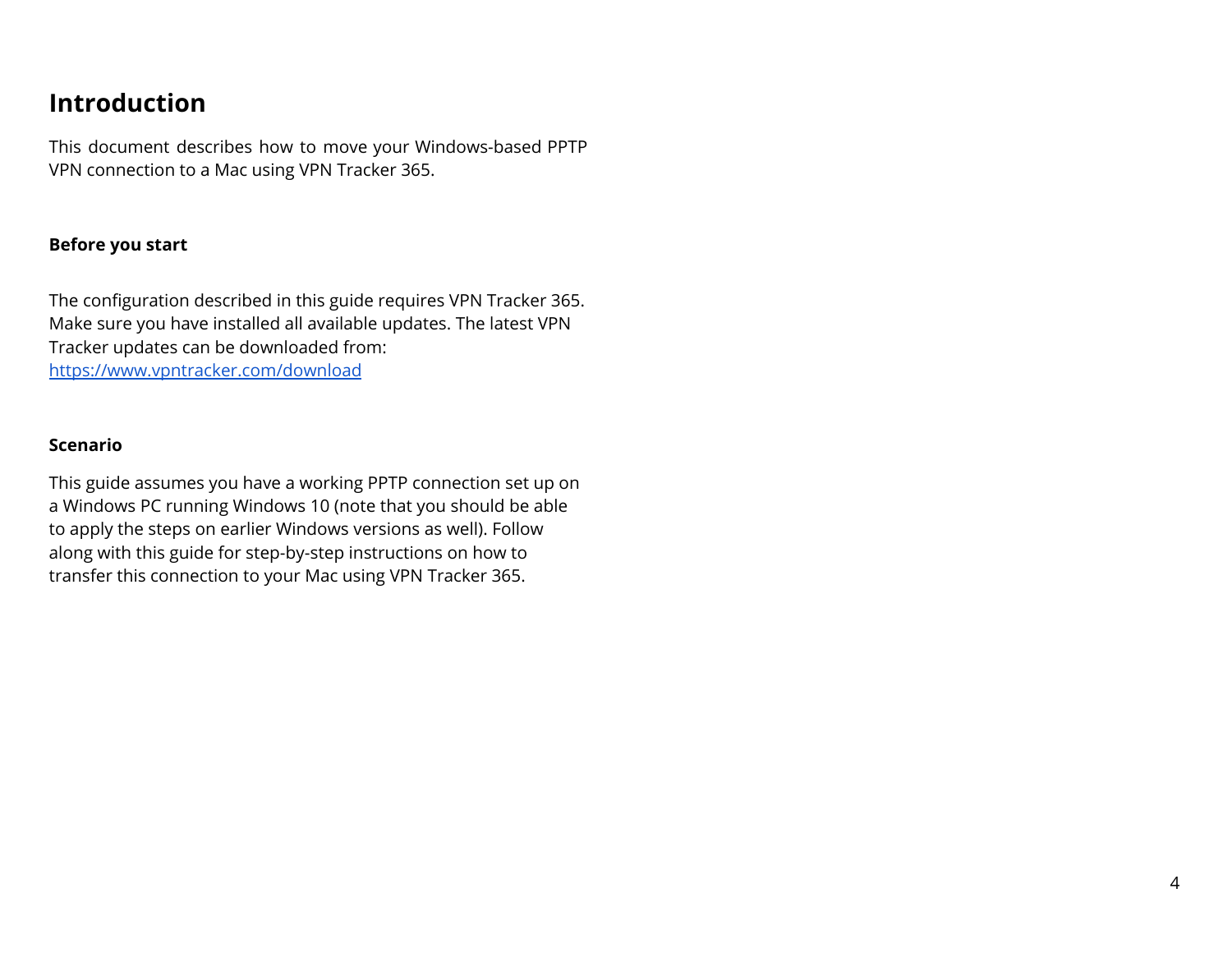# Introduction

This document describes how to move your Windows-based PPTP VPN connection to a Mac using VPN Tracker 365.

### Before you start

The configuration described in this guide requires VPN Tracker 365. Make sure you have installed all available updates. The latest VPN Tracker updates can be downloaded from: [https://www.vpntracker.com/download](https://www.vpntracker.com/download)

### Scenario

This guide assumes you have a working PPTP connection set up on a Windows PC running Windows 10 (note that you should be able to apply the steps on earlier Windows versions as well). Follow along with this guide for step-by-step instructions on how to transfer this connection to your Mac using VPN Tracker 365.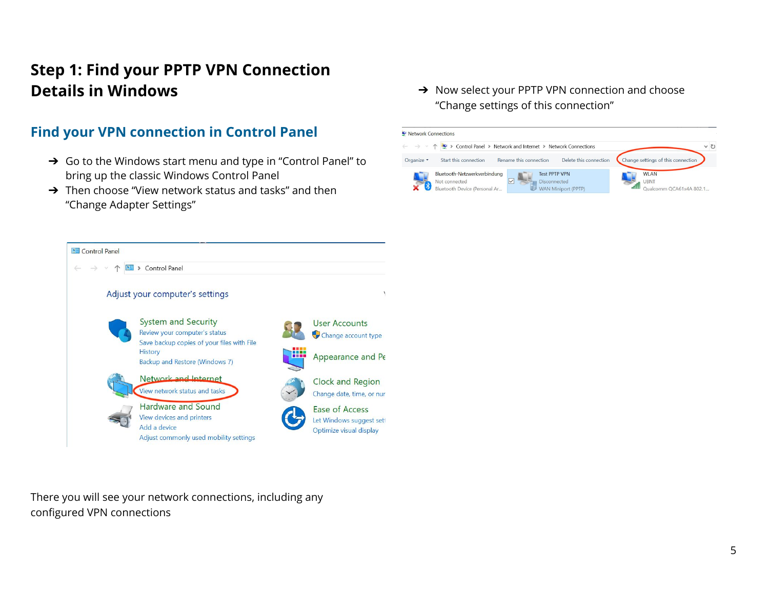# Step 1: Find your PPTP VPN Connection Details in Windows

## Find your VPN connection in Control Panel

- ➔ Go to the Windows start menu and type in “Control Panel” to bring up the classic Windows Control Panel
- ➔ Then choose “View network status and tasks” and then “Change Adapter Settings”

There you will see your network connections, including any configured VPN connections

- ➔ Now select your PPTP VPN connection and choose “Change settings of this connection”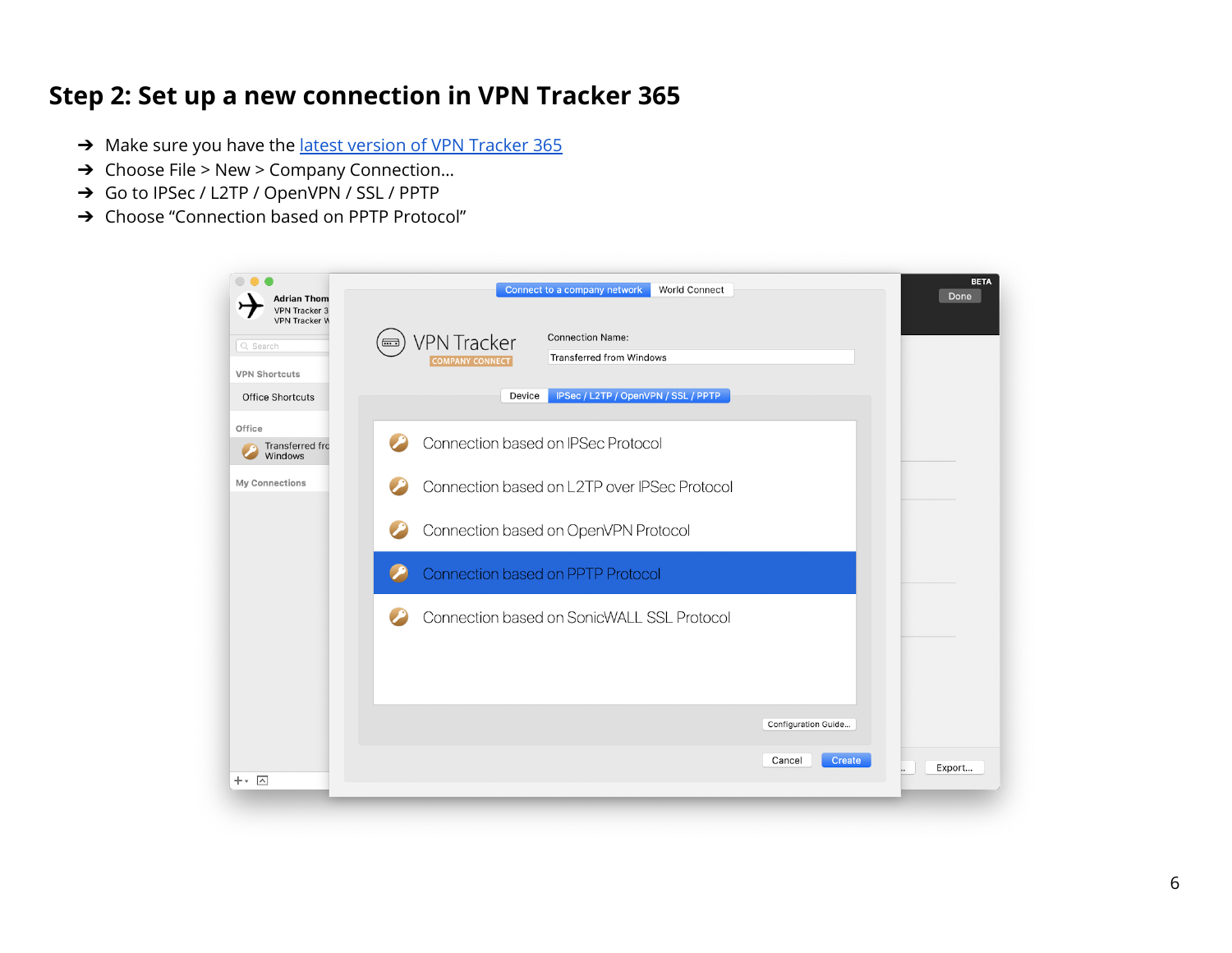## Step 2: Set up a new connection in VPN Tracker 365

- ➔ Make sure you have the [latest version of VPN Tracker 365]
- ➔ Choose File > New > Company Connection…
- ➔ Go to IPSec / L2TP / OpenVPN / SSL / PPTP
- ➔ Choose “Connection based on PPTP Protocol”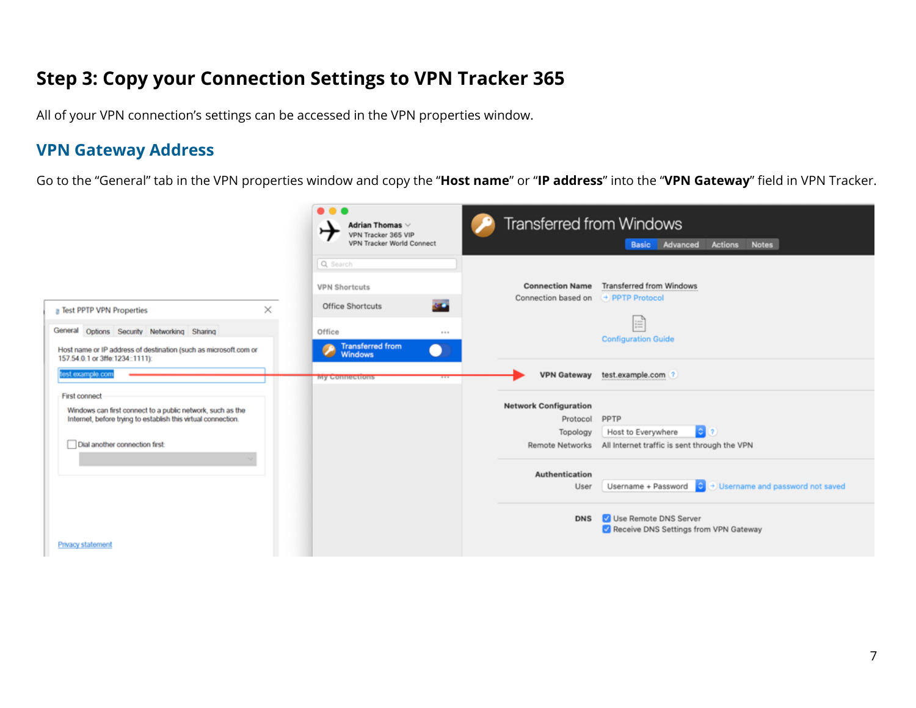## Step 3: Copy your Connection Settings to VPN Tracker 365

All of your VPN connection's settings can be accessed in the VPN properties window.

### VPN Gateway Address

Go to the "General" tab in the VPN properties window and copy the "**Host name**" or "**IP address**" into the "**VPN Gateway**" field in VPN Tracker.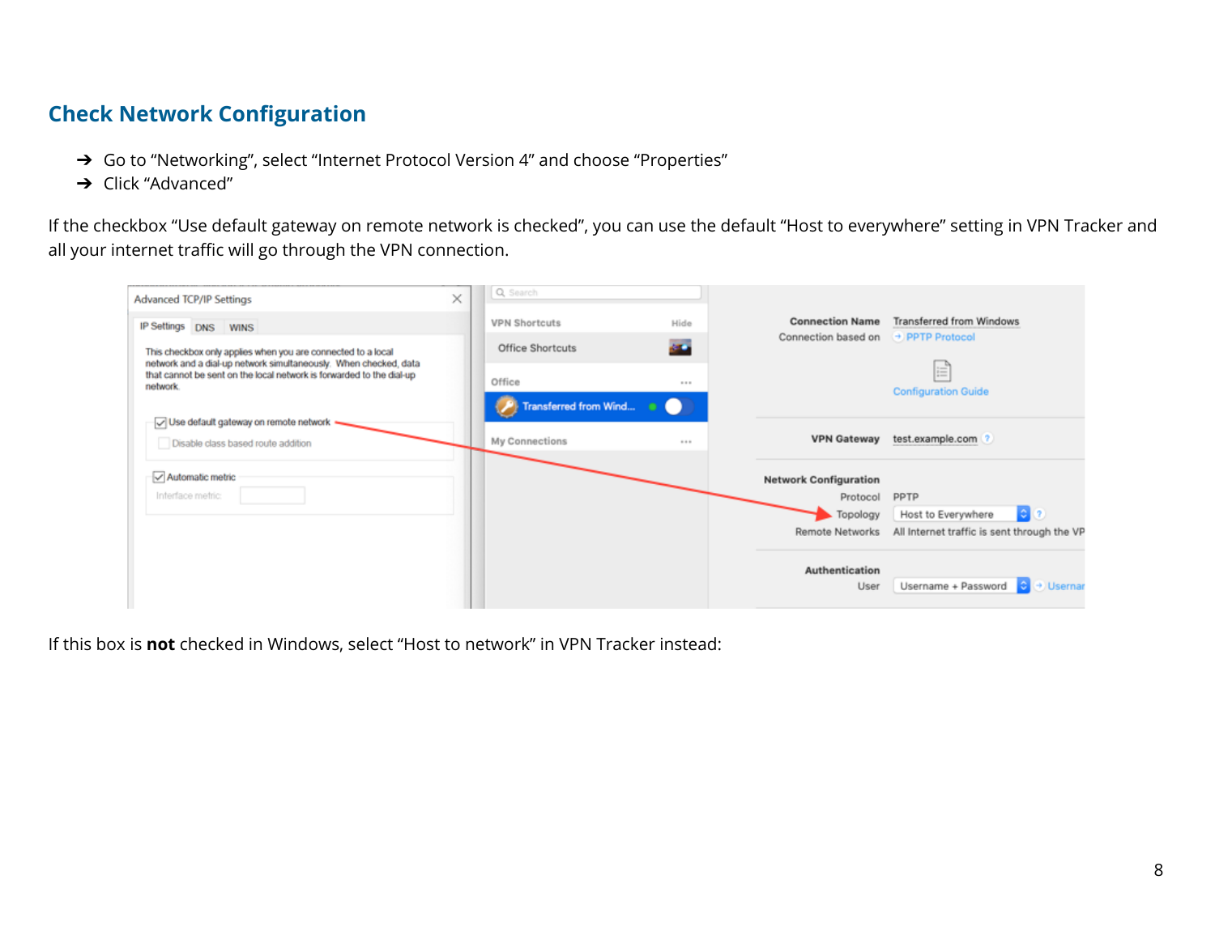## Check Network Configuration

- ➔ Go to “Networking”, select “Internet Protocol Version 4” and choose “Properties”
- ➔ Click “Advanced”

If the checkbox “Use default gateway on remote network is checked”, you can use the default “Host to everywhere” setting in VPN Tracker and all your internet traffic will go through the VPN connection.

If this box is **not** checked in Windows, select “Host to network” in VPN Tracker instead: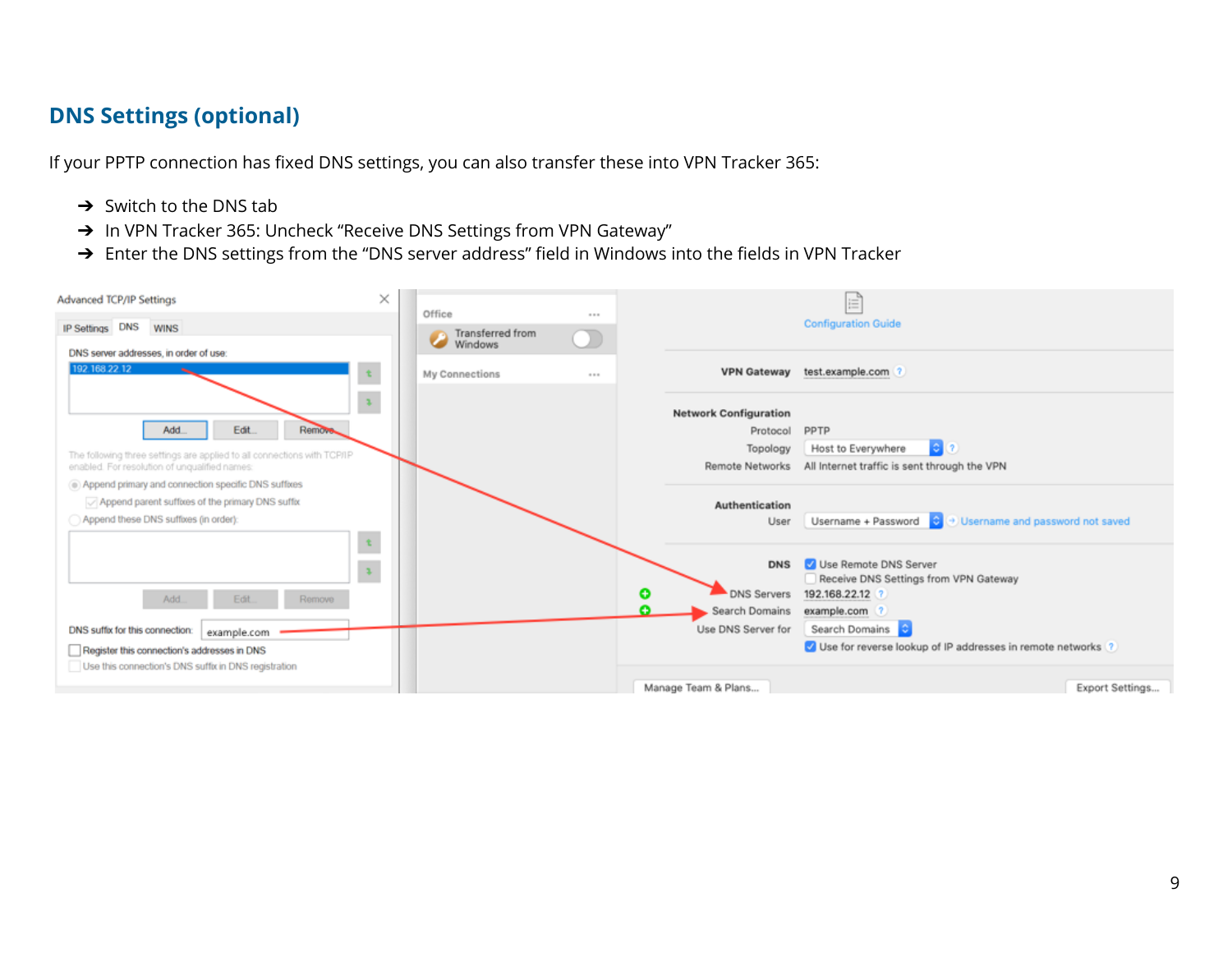## DNS Settings (optional)

If your PPTP connection has fixed DNS settings, you can also transfer these into VPN Tracker 365:

- ➔ Switch to the DNS tab
- ➔ In VPN Tracker 365: Uncheck “Receive DNS Settings from VPN Gateway”
- ➔ Enter the DNS settings from the “DNS server address” field in Windows into the fields in VPN Tracker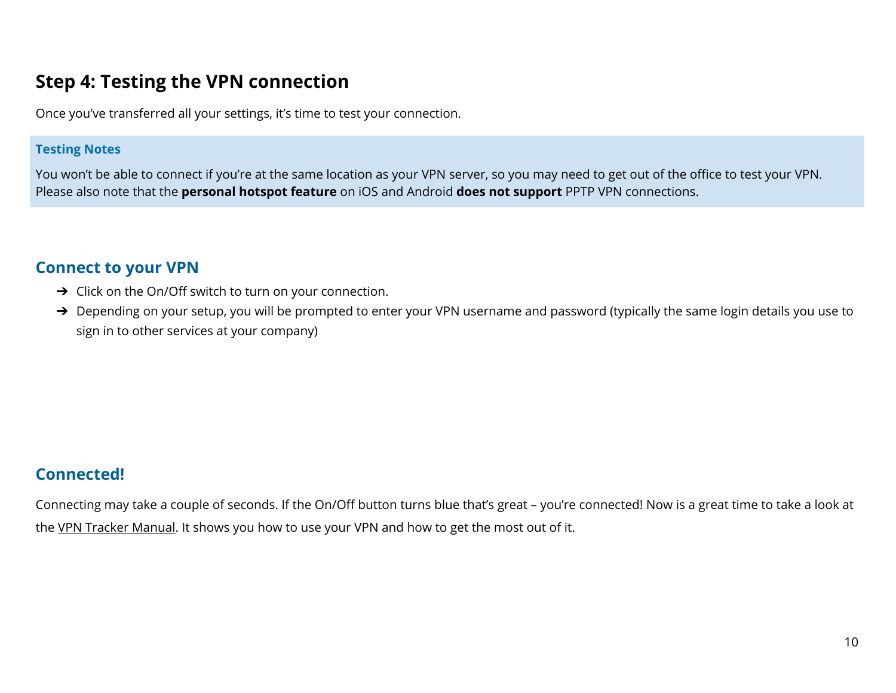## Step 4: Testing the VPN connection

Once you've transferred all your settings, it's time to test your connection.

**Testing Notes**

You won't be able to connect if you're at the same location as your VPN server, so you may need to get out of the office to test your VPN. Please also note that the **personal hotspot feature** on iOS and Android **does not support** PPTP VPN connections.

### Connect to your VPN

- ➔ Click on the On/Off switch to turn on your connection.
- ➔ Depending on your setup, you will be prompted to enter your VPN username and password (typically the same login details you use to sign in to other services at your company)

### Connected!

Connecting may take a couple of seconds. If the On/Off button turns blue that's great – you're connected! Now is a great time to take a look at the VPN Tracker Manual. It shows you how to use your VPN and how to get the most out of it.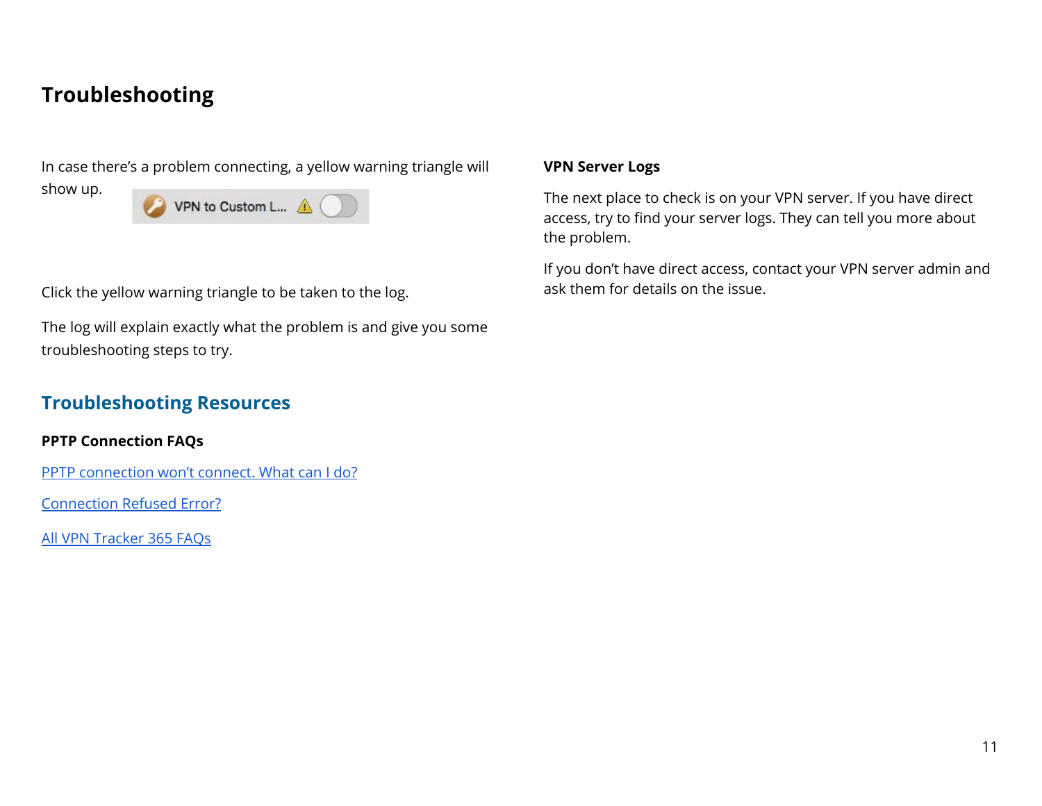# Troubleshooting

In case there's a problem connecting, a yellow warning triangle will show up.

Click the yellow warning triangle to be taken to the log.

The log will explain exactly what the problem is and give you some troubleshooting steps to try.

## Troubleshooting Resources

**PPTP Connection FAQs**

[PPTP connection won't connect. What can I do?]()

[Connection Refused Error?]()

[All VPN Tracker 365 FAQs]()

**VPN Server Logs**

The next place to check is on your VPN server. If you have direct access, try to find your server logs. They can tell you more about the problem.

If you don't have direct access, contact your VPN server admin and ask them for details on the issue.